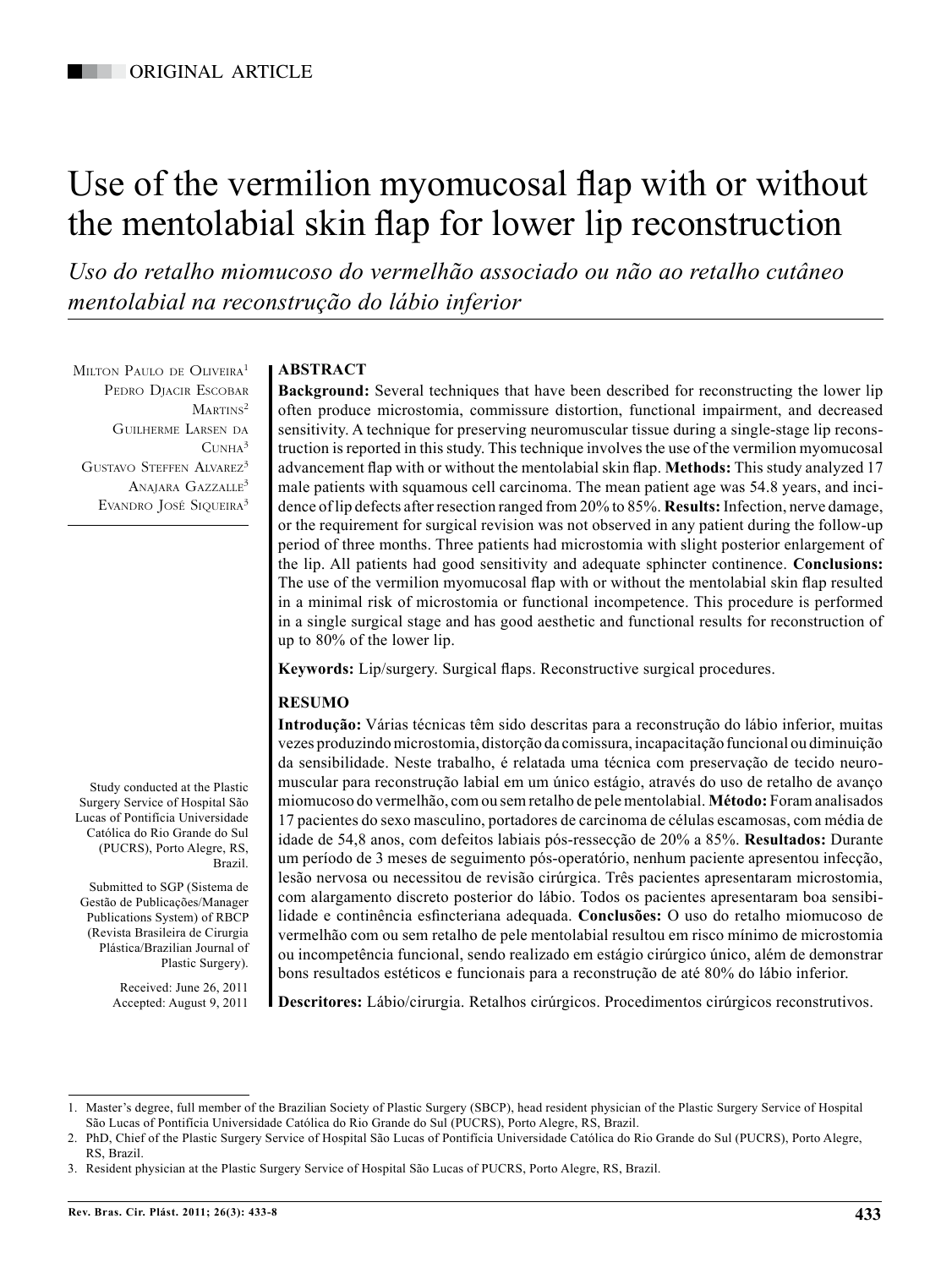ORIGINAL ARTICLE

# Use of the vermilion myomucosal flap with or without the mentolabial skin flap for lower lip reconstruction

*Uso do retalho miomucoso do vermelhão associado ou não ao retalho cutâneo mentolabial na reconstrução do lábio inferior*

Milton Paulo de Oliveira[1]
Pedro Djacir Escobar Martins[2]
Guilherme Larsen da Cunha[3]
Gustavo Steffen Alvarez[3]
Anajara Gazzalle[3]
Evandro José Siqueira[3]

Study conducted at the Plastic Surgery Service of Hospital São Lucas of Pontifícia Universidade Católica do Rio Grande do Sul (PUCRS), Porto Alegre, RS, Brazil.

Submitted to SGP (Sistema de Gestão de Publicações/Manager Publications System) of RBCP (Revista Brasileira de Cirurgia Plástica/Brazilian Journal of Plastic Surgery).

Received: June 26, 2011
Accepted: August 9, 2011

## ABSTRACT

**Background:** Several techniques that have been described for reconstructing the lower lip often produce microstomia, commissure distortion, functional impairment, and decreased sensitivity. A technique for preserving neuromuscular tissue during a single-stage lip reconstruction is reported in this study. This technique involves the use of the vermilion myomucosal advancement flap with or without the mentolabial skin flap. **Methods:** This study analyzed 17 male patients with squamous cell carcinoma. The mean patient age was 54.8 years, and incidence of lip defects after resection ranged from 20% to 85%. **Results:** Infection, nerve damage, or the requirement for surgical revision was not observed in any patient during the follow-up period of three months. Three patients had microstomia with slight posterior enlargement of the lip. All patients had good sensitivity and adequate sphincter continence. **Conclusions:** The use of the vermilion myomucosal flap with or without the mentolabial skin flap resulted in a minimal risk of microstomia or functional incompetence. This procedure is performed in a single surgical stage and has good aesthetic and functional results for reconstruction of up to 80% of the lower lip.

**Keywords:** Lip/surgery. Surgical flaps. Reconstructive surgical procedures.

## RESUMO

**Introdução:** Várias técnicas têm sido descritas para a reconstrução do lábio inferior, muitas vezes produzindo microstomia, distorção da comissura, incapacitação funcional ou diminuição da sensibilidade. Neste trabalho, é relatada uma técnica com preservação de tecido neuromuscular para reconstrução labial em um único estágio, através do uso de retalho de avanço miomucoso do vermelhão, com ou sem retalho de pele mentolabial. **Método:** Foram analisados 17 pacientes do sexo masculino, portadores de carcinoma de células escamosas, com média de idade de 54,8 anos, com defeitos labiais pós-ressecção de 20% a 85%. **Resultados:** Durante um período de 3 meses de seguimento pós-operatório, nenhum paciente apresentou infecção, lesão nervosa ou necessitou de revisão cirúrgica. Três pacientes apresentaram microstomia, com alargamento discreto posterior do lábio. Todos os pacientes apresentaram boa sensibilidade e continência esfincteriana adequada. **Conclusões:** O uso do retalho miomucoso de vermelhão com ou sem retalho de pele mentolabial resultou em risco mínimo de microstomia ou incompetência funcional, sendo realizado em estágio cirúrgico único, além de demonstrar bons resultados estéticos e funcionais para a reconstrução de até 80% do lábio inferior.

**Descritores:** Lábio/cirurgia. Retalhos cirúrgicos. Procedimentos cirúrgicos reconstrutivos.

---

1. Master's degree, full member of the Brazilian Society of Plastic Surgery (SBCP), head resident physician of the Plastic Surgery Service of Hospital São Lucas of Pontifícia Universidade Católica do Rio Grande do Sul (PUCRS), Porto Alegre, RS, Brazil.
2. PhD, Chief of the Plastic Surgery Service of Hospital São Lucas of Pontifícia Universidade Católica do Rio Grande do Sul (PUCRS), Porto Alegre, RS, Brazil.
3. Resident physician at the Plastic Surgery Service of Hospital São Lucas of PUCRS, Porto Alegre, RS, Brazil.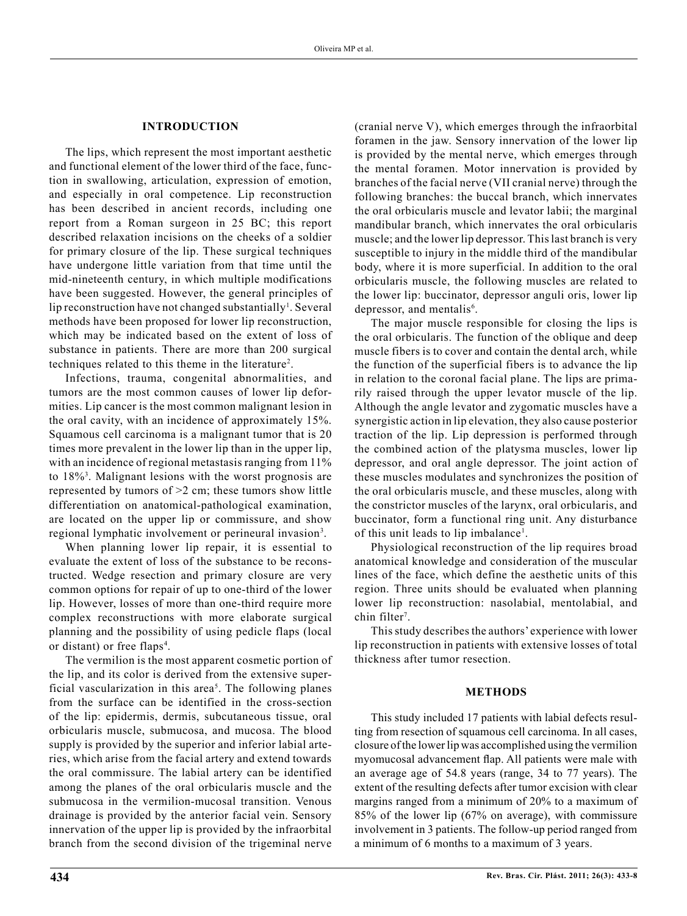## INTRODUCTION

The lips, which represent the most important aesthetic and functional element of the lower third of the face, function in swallowing, articulation, expression of emotion, and especially in oral competence. Lip reconstruction has been described in ancient records, including one report from a Roman surgeon in 25 BC; this report described relaxation incisions on the cheeks of a soldier for primary closure of the lip. These surgical techniques have undergone little variation from that time until the mid-nineteenth century, in which multiple modifications have been suggested. However, the general principles of lip reconstruction have not changed substantially[1]. Several methods have been proposed for lower lip reconstruction, which may be indicated based on the extent of loss of substance in patients. There are more than 200 surgical techniques related to this theme in the literature[2].

Infections, trauma, congenital abnormalities, and tumors are the most common causes of lower lip deformities. Lip cancer is the most common malignant lesion in the oral cavity, with an incidence of approximately 15%. Squamous cell carcinoma is a malignant tumor that is 20 times more prevalent in the lower lip than in the upper lip, with an incidence of regional metastasis ranging from 11% to 18%[3]. Malignant lesions with the worst prognosis are represented by tumors of >2 cm; these tumors show little differentiation on anatomical-pathological examination, are located on the upper lip or commissure, and show regional lymphatic involvement or perineural invasion[3].

When planning lower lip repair, it is essential to evaluate the extent of loss of the substance to be reconstructed. Wedge resection and primary closure are very common options for repair of up to one-third of the lower lip. However, losses of more than one-third require more complex reconstructions with more elaborate surgical planning and the possibility of using pedicle flaps (local or distant) or free flaps[4].

The vermilion is the most apparent cosmetic portion of the lip, and its color is derived from the extensive superficial vascularization in this area[5]. The following planes from the surface can be identified in the cross-section of the lip: epidermis, dermis, subcutaneous tissue, oral orbicularis muscle, submucosa, and mucosa. The blood supply is provided by the superior and inferior labial arteries, which arise from the facial artery and extend towards the oral commissure. The labial artery can be identified among the planes of the oral orbicularis muscle and the submucosa in the vermilion-mucosal transition. Venous drainage is provided by the anterior facial vein. Sensory innervation of the upper lip is provided by the infraorbital branch from the second division of the trigeminal nerve (cranial nerve V), which emerges through the infraorbital foramen in the jaw. Sensory innervation of the lower lip is provided by the mental nerve, which emerges through the mental foramen. Motor innervation is provided by branches of the facial nerve (VII cranial nerve) through the following branches: the buccal branch, which innervates the oral orbicularis muscle and levator labii; the marginal mandibular branch, which innervates the oral orbicularis muscle; and the lower lip depressor. This last branch is very susceptible to injury in the middle third of the mandibular body, where it is more superficial. In addition to the oral orbicularis muscle, the following muscles are related to the lower lip: buccinator, depressor anguli oris, lower lip depressor, and mentalis[6].

The major muscle responsible for closing the lips is the oral orbicularis. The function of the oblique and deep muscle fibers is to cover and contain the dental arch, while the function of the superficial fibers is to advance the lip in relation to the coronal facial plane. The lips are primarily raised through the upper levator muscle of the lip. Although the angle levator and zygomatic muscles have a synergistic action in lip elevation, they also cause posterior traction of the lip. Lip depression is performed through the combined action of the platysma muscles, lower lip depressor, and oral angle depressor. The joint action of these muscles modulates and synchronizes the position of the oral orbicularis muscle, and these muscles, along with the constrictor muscles of the larynx, oral orbicularis, and buccinator, form a functional ring unit. Any disturbance of this unit leads to lip imbalance[1].

Physiological reconstruction of the lip requires broad anatomical knowledge and consideration of the muscular lines of the face, which define the aesthetic units of this region. Three units should be evaluated when planning lower lip reconstruction: nasolabial, mentolabial, and chin filter[7].

This study describes the authors' experience with lower lip reconstruction in patients with extensive losses of total thickness after tumor resection.

## METHODS

This study included 17 patients with labial defects resulting from resection of squamous cell carcinoma. In all cases, closure of the lower lip was accomplished using the vermilion myomucosal advancement flap. All patients were male with an average age of 54.8 years (range, 34 to 77 years). The extent of the resulting defects after tumor excision with clear margins ranged from a minimum of 20% to a maximum of 85% of the lower lip (67% on average), with commissure involvement in 3 patients. The follow-up period ranged from a minimum of 6 months to a maximum of 3 years.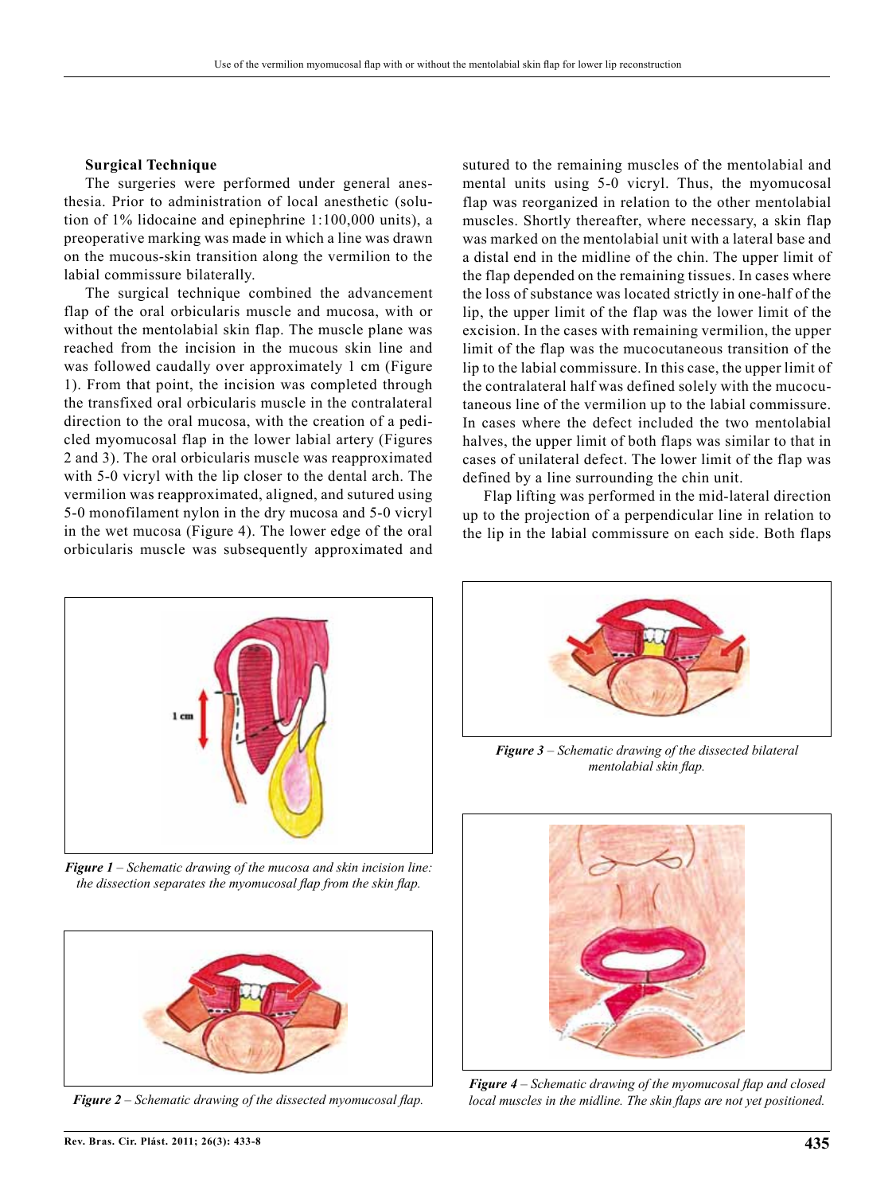**Surgical Technique**

The surgeries were performed under general anesthesia. Prior to administration of local anesthetic (solution of 1% lidocaine and epinephrine 1:100,000 units), a preoperative marking was made in which a line was drawn on the mucous-skin transition along the vermilion to the labial commissure bilaterally.

The surgical technique combined the advancement flap of the oral orbicularis muscle and mucosa, with or without the mentolabial skin flap. The muscle plane was reached from the incision in the mucous skin line and was followed caudally over approximately 1 cm (Figure 1). From that point, the incision was completed through the transfixed oral orbicularis muscle in the contralateral direction to the oral mucosa, with the creation of a pedicled myomucosal flap in the lower labial artery (Figures 2 and 3). The oral orbicularis muscle was reapproximated with 5-0 vicryl with the lip closer to the dental arch. The vermilion was reapproximated, aligned, and sutured using 5-0 monofilament nylon in the dry mucosa and 5-0 vicryl in the wet mucosa (Figure 4). The lower edge of the oral orbicularis muscle was subsequently approximated and sutured to the remaining muscles of the mentolabial and mental units using 5-0 vicryl. Thus, the myomucosal flap was reorganized in relation to the other mentolabial muscles. Shortly thereafter, where necessary, a skin flap was marked on the mentolabial unit with a lateral base and a distal end in the midline of the chin. The upper limit of the flap depended on the remaining tissues. In cases where the loss of substance was located strictly in one-half of the lip, the upper limit of the flap was the lower limit of the excision. In the cases with remaining vermilion, the upper limit of the flap was the mucocutaneous transition of the lip to the labial commissure. In this case, the upper limit of the contralateral half was defined solely with the mucocutaneous line of the vermilion up to the labial commissure. In cases where the defect included the two mentolabial halves, the upper limit of both flaps was similar to that in cases of unilateral defect. The lower limit of the flap was defined by a line surrounding the chin unit.

Flap lifting was performed in the mid-lateral direction up to the projection of a perpendicular line in relation to the lip in the labial commissure on each side. Both flaps

*Figure 1 – Schematic drawing of the mucosa and skin incision line: the dissection separates the myomucosal flap from the skin flap.*

*Figure 2 – Schematic drawing of the dissected myomucosal flap.*

*Figure 3 – Schematic drawing of the dissected bilateral mentolabial skin flap.*

*Figure 4 – Schematic drawing of the myomucosal flap and closed local muscles in the midline. The skin flaps are not yet positioned.*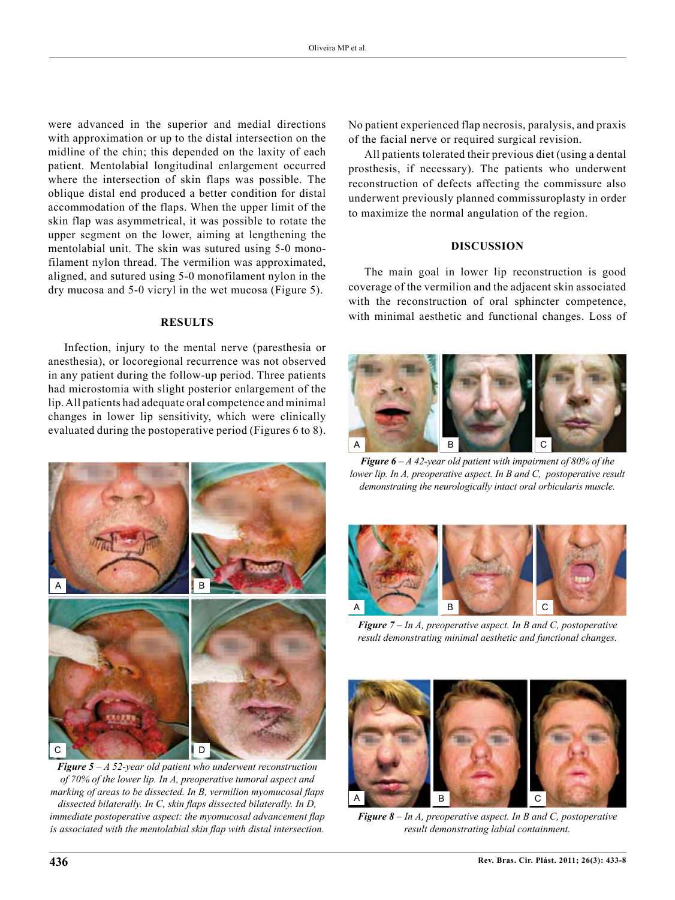were advanced in the superior and medial directions with approximation or up to the distal intersection on the midline of the chin; this depended on the laxity of each patient. Mentolabial longitudinal enlargement occurred where the intersection of skin flaps was possible. The oblique distal end produced a better condition for distal accommodation of the flaps. When the upper limit of the skin flap was asymmetrical, it was possible to rotate the upper segment on the lower, aiming at lengthening the mentolabial unit. The skin was sutured using 5-0 monofilament nylon thread. The vermilion was approximated, aligned, and sutured using 5-0 monofilament nylon in the dry mucosa and 5-0 vicryl in the wet mucosa (Figure 5).

## RESULTS

Infection, injury to the mental nerve (paresthesia or anesthesia), or locoregional recurrence was not observed in any patient during the follow-up period. Three patients had microstomia with slight posterior enlargement of the lip. All patients had adequate oral competence and minimal changes in lower lip sensitivity, which were clinically evaluated during the postoperative period (Figures 6 to 8).

***Figure 5*** *– A 52-year old patient who underwent reconstruction of 70% of the lower lip. In A, preoperative tumoral aspect and marking of areas to be dissected. In B, vermilion myomucosal flaps dissected bilaterally. In C, skin flaps dissected bilaterally. In D, immediate postoperative aspect: the myomucosal advancement flap is associated with the mentolabial skin flap with distal intersection.*

No patient experienced flap necrosis, paralysis, and praxis of the facial nerve or required surgical revision.

All patients tolerated their previous diet (using a dental prosthesis, if necessary). The patients who underwent reconstruction of defects affecting the commissure also underwent previously planned commissuroplasty in order to maximize the normal angulation of the region.

## DISCUSSION

The main goal in lower lip reconstruction is good coverage of the vermilion and the adjacent skin associated with the reconstruction of oral sphincter competence, with minimal aesthetic and functional changes. Loss of

***Figure 6*** *– A 42-year old patient with impairment of 80% of the lower lip. In A, preoperative aspect. In B and C, postoperative result demonstrating the neurologically intact oral orbicularis muscle.*

***Figure 7*** *– In A, preoperative aspect. In B and C, postoperative result demonstrating minimal aesthetic and functional changes.*

***Figure 8*** *– In A, preoperative aspect. In B and C, postoperative result demonstrating labial containment.*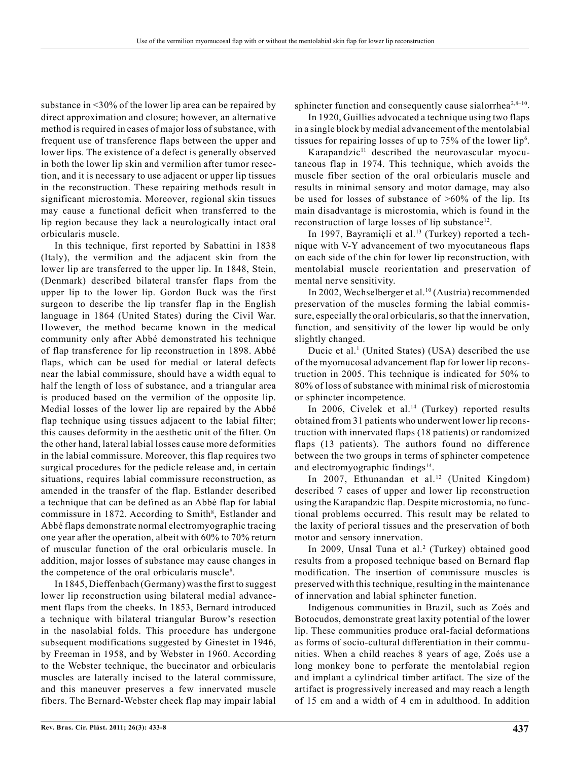substance in <30% of the lower lip area can be repaired by direct approximation and closure; however, an alternative method is required in cases of major loss of substance, with frequent use of transference flaps between the upper and lower lips. The existence of a defect is generally observed in both the lower lip skin and vermilion after tumor resection, and it is necessary to use adjacent or upper lip tissues in the reconstruction. These repairing methods result in significant microstomia. Moreover, regional skin tissues may cause a functional deficit when transferred to the lip region because they lack a neurologically intact oral orbicularis muscle.

In this technique, first reported by Sabattini in 1838 (Italy), the vermilion and the adjacent skin from the lower lip are transferred to the upper lip. In 1848, Stein, (Denmark) described bilateral transfer flaps from the upper lip to the lower lip. Gordon Buck was the first surgeon to describe the lip transfer flap in the English language in 1864 (United States) during the Civil War. However, the method became known in the medical community only after Abbé demonstrated his technique of flap transference for lip reconstruction in 1898. Abbé flaps, which can be used for medial or lateral defects near the labial commissure, should have a width equal to half the length of loss of substance, and a triangular area is produced based on the vermilion of the opposite lip. Medial losses of the lower lip are repaired by the Abbé flap technique using tissues adjacent to the labial filter; this causes deformity in the aesthetic unit of the filter. On the other hand, lateral labial losses cause more deformities in the labial commissure. Moreover, this flap requires two surgical procedures for the pedicle release and, in certain situations, requires labial commissure reconstruction, as amended in the transfer of the flap. Estlander described a technique that can be defined as an Abbé flap for labial commissure in 1872. According to Smith[8], Estlander and Abbé flaps demonstrate normal electromyographic tracing one year after the operation, albeit with 60% to 70% return of muscular function of the oral orbicularis muscle. In addition, major losses of substance may cause changes in the competence of the oral orbicularis muscle[8].

In 1845, Dieffenbach (Germany) was the first to suggest lower lip reconstruction using bilateral medial advancement flaps from the cheeks. In 1853, Bernard introduced a technique with bilateral triangular Burow's resection in the nasolabial folds. This procedure has undergone subsequent modifications suggested by Ginestet in 1946, by Freeman in 1958, and by Webster in 1960. According to the Webster technique, the buccinator and orbicularis muscles are laterally incised to the lateral commissure, and this maneuver preserves a few innervated muscle fibers. The Bernard-Webster cheek flap may impair labial sphincter function and consequently cause sialorrhea[2,8–10].

In 1920, Guillies advocated a technique using two flaps in a single block by medial advancement of the mentolabial tissues for repairing losses of up to 75% of the lower lip[6].

Karapandzic[11] described the neurovascular myocutaneous flap in 1974. This technique, which avoids the muscle fiber section of the oral orbicularis muscle and results in minimal sensory and motor damage, may also be used for losses of substance of >60% of the lip. Its main disadvantage is microstomia, which is found in the reconstruction of large losses of lip substance[12].

In 1997, Bayramiçli et al.[13] (Turkey) reported a technique with V-Y advancement of two myocutaneous flaps on each side of the chin for lower lip reconstruction, with mentolabial muscle reorientation and preservation of mental nerve sensitivity.

In 2002, Wechselberger et al.[10] (Austria) recommended preservation of the muscles forming the labial commissure, especially the oral orbicularis, so that the innervation, function, and sensitivity of the lower lip would be only slightly changed.

Ducic et al.[1] (United States) (USA) described the use of the myomucosal advancement flap for lower lip reconstruction in 2005. This technique is indicated for 50% to 80% of loss of substance with minimal risk of microstomia or sphincter incompetence.

In 2006, Civelek et al.[14] (Turkey) reported results obtained from 31 patients who underwent lower lip reconstruction with innervated flaps (18 patients) or randomized flaps (13 patients). The authors found no difference between the two groups in terms of sphincter competence and electromyographic findings[14].

In 2007, Ethunandan et al.[12] (United Kingdom) described 7 cases of upper and lower lip reconstruction using the Karapandzic flap. Despite microstomia, no functional problems occurred. This result may be related to the laxity of perioral tissues and the preservation of both motor and sensory innervation.

In 2009, Unsal Tuna et al.[2] (Turkey) obtained good results from a proposed technique based on Bernard flap modification. The insertion of commissure muscles is preserved with this technique, resulting in the maintenance of innervation and labial sphincter function.

Indigenous communities in Brazil, such as Zoés and Botocudos, demonstrate great laxity potential of the lower lip. These communities produce oral-facial deformations as forms of socio-cultural differentiation in their communities. When a child reaches 8 years of age, Zoés use a long monkey bone to perforate the mentolabial region and implant a cylindrical timber artifact. The size of the artifact is progressively increased and may reach a length of 15 cm and a width of 4 cm in adulthood. In addition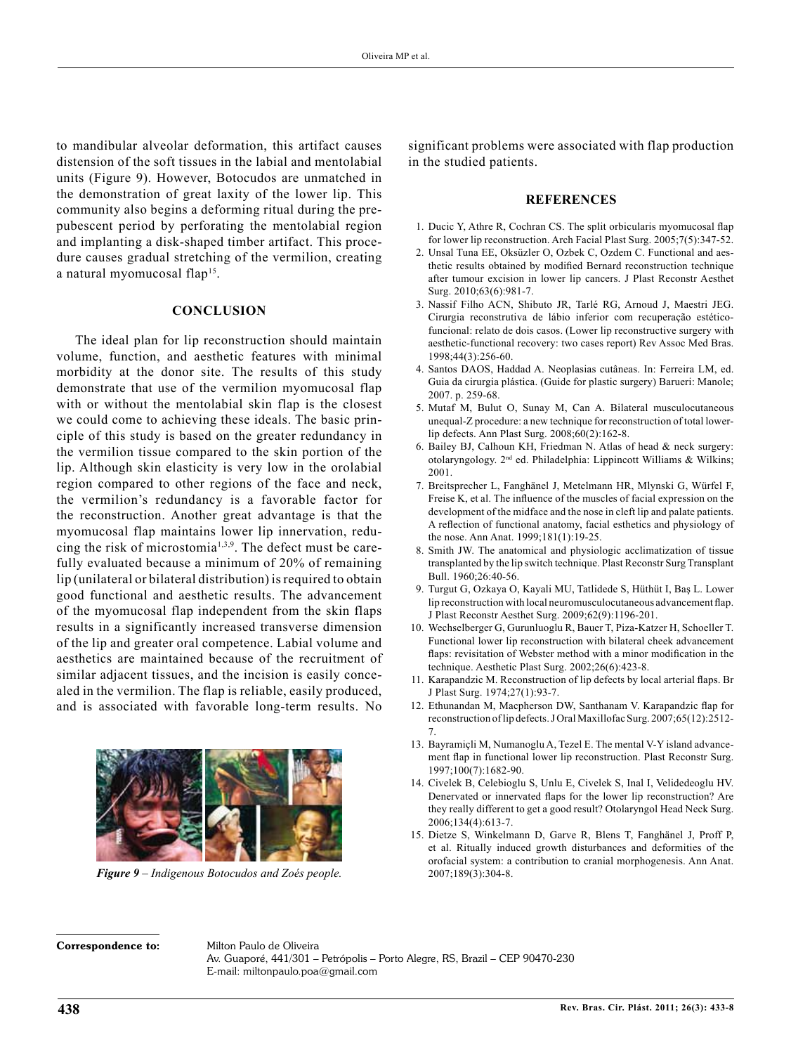to mandibular alveolar deformation, this artifact causes distension of the soft tissues in the labial and mentolabial units (Figure 9). However, Botocudos are unmatched in the demonstration of great laxity of the lower lip. This community also begins a deforming ritual during the pre-pubescent period by perforating the mentolabial region and implanting a disk-shaped timber artifact. This procedure causes gradual stretching of the vermilion, creating a natural myomucosal flap[15].

## CONCLUSION

The ideal plan for lip reconstruction should maintain volume, function, and aesthetic features with minimal morbidity at the donor site. The results of this study demonstrate that use of the vermilion myomucosal flap with or without the mentolabial skin flap is the closest we could come to achieving these ideals. The basic principle of this study is based on the greater redundancy in the vermilion tissue compared to the skin portion of the lip. Although skin elasticity is very low in the orolabial region compared to other regions of the face and neck, the vermilion's redundancy is a favorable factor for the reconstruction. Another great advantage is that the myomucosal flap maintains lower lip innervation, reducing the risk of microstomia[1,3,9]. The defect must be carefully evaluated because a minimum of 20% of remaining lip (unilateral or bilateral distribution) is required to obtain good functional and aesthetic results. The advancement of the myomucosal flap independent from the skin flaps results in a significantly increased transverse dimension of the lip and greater oral competence. Labial volume and aesthetics are maintained because of the recruitment of similar adjacent tissues, and the incision is easily concealed in the vermilion. The flap is reliable, easily produced, and is associated with favorable long-term results. No significant problems were associated with flap production in the studied patients.

*Figure 9 – Indigenous Botocudos and Zoés people.*

## REFERENCES

1. Ducic Y, Athre R, Cochran CS. The split orbicularis myomucosal flap for lower lip reconstruction. Arch Facial Plast Surg. 2005;7(5):347-52.
2. Unsal Tuna EE, Oksüzler O, Ozbek C, Ozdem C. Functional and aesthetic results obtained by modified Bernard reconstruction technique after tumour excision in lower lip cancers. J Plast Reconstr Aesthet Surg. 2010;63(6):981-7.
3. Nassif Filho ACN, Shibuto JR, Tarlé RG, Arnoud J, Maestri JEG. Cirurgia reconstrutiva de lábio inferior com recuperação estético-funcional: relato de dois casos. (Lower lip reconstructive surgery with aesthetic-functional recovery: two cases report) Rev Assoc Med Bras. 1998;44(3):256-60.
4. Santos DAOS, Haddad A. Neoplasias cutâneas. In: Ferreira LM, ed. Guia da cirurgia plástica. (Guide for plastic surgery) Barueri: Manole; 2007. p. 259-68.
5. Mutaf M, Bulut O, Sunay M, Can A. Bilateral musculocutaneous unequal-Z procedure: a new technique for reconstruction of total lower-lip defects. Ann Plast Surg. 2008;60(2):162-8.
6. Bailey BJ, Calhoun KH, Friedman N. Atlas of head & neck surgery: otolaryngology. 2nd ed. Philadelphia: Lippincott Williams & Wilkins; 2001.
7. Breitsprecher L, Fanghänel J, Metelmann HR, Mlynski G, Würfel F, Freise K, et al. The influence of the muscles of facial expression on the development of the midface and the nose in cleft lip and palate patients. A reflection of functional anatomy, facial esthetics and physiology of the nose. Ann Anat. 1999;181(1):19-25.
8. Smith JW. The anatomical and physiologic acclimatization of tissue transplanted by the lip switch technique. Plast Reconstr Surg Transplant Bull. 1960;26:40-56.
9. Turgut G, Ozkaya O, Kayali MU, Tatlidede S, Hüthüt I, Baş L. Lower lip reconstruction with local neuromusculocutaneous advancement flap. J Plast Reconstr Aesthet Surg. 2009;62(9):1196-201.
10. Wechselberger G, Gurunluoglu R, Bauer T, Piza-Katzer H, Schoeller T. Functional lower lip reconstruction with bilateral cheek advancement flaps: revisitation of Webster method with a minor modification in the technique. Aesthetic Plast Surg. 2002;26(6):423-8.
11. Karapandzic M. Reconstruction of lip defects by local arterial flaps. Br J Plast Surg. 1974;27(1):93-7.
12. Ethunandan M, Macpherson DW, Santhanam V. Karapandzic flap for reconstruction of lip defects. J Oral Maxillofac Surg. 2007;65(12):2512-7.
13. Bayramiçli M, Numanoglu A, Tezel E. The mental V-Y island advancement flap in functional lower lip reconstruction. Plast Reconstr Surg. 1997;100(7):1682-90.
14. Civelek B, Celebioglu S, Unlu E, Civelek S, Inal I, Velidedeoglu HV. Denervated or innervated flaps for the lower lip reconstruction? Are they really different to get a good result? Otolaryngol Head Neck Surg. 2006;134(4):613-7.
15. Dietze S, Winkelmann D, Garve R, Blens T, Fanghänel J, Proff P, et al. Ritually induced growth disturbances and deformities of the orofacial system: a contribution to cranial morphogenesis. Ann Anat. 2007;189(3):304-8.

**Correspondence to:** Milton Paulo de Oliveira
Av. Guaporé, 441/301 – Petrópolis – Porto Alegre, RS, Brazil – CEP 90470-230
E-mail: miltonpaulo.poa@gmail.com